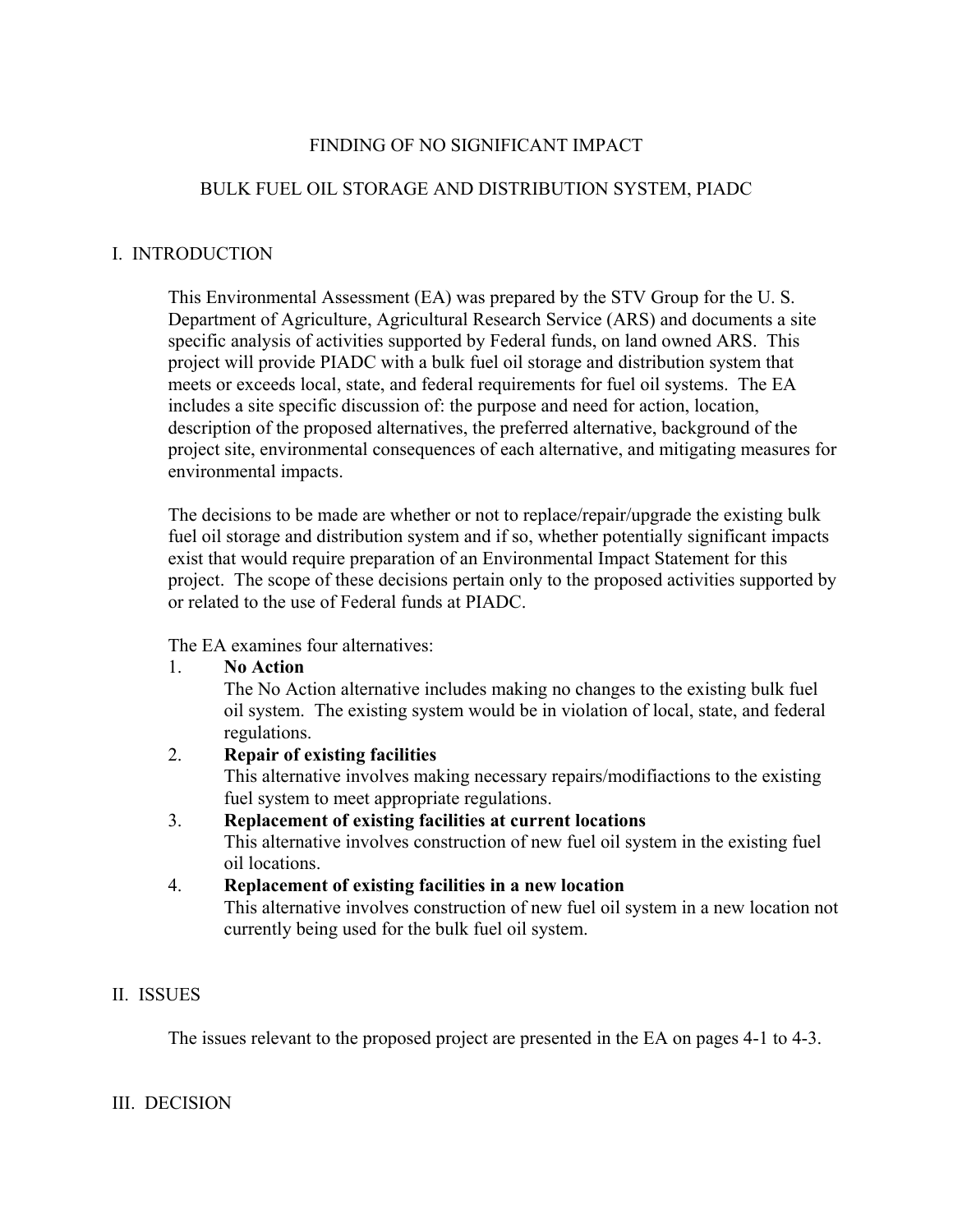# FINDING OF NO SIGNIFICANT IMPACT

## BULK FUEL OIL STORAGE AND DISTRIBUTION SYSTEM, PIADC

## I. INTRODUCTION

This Environmental Assessment (EA) was prepared by the STV Group for the U. S. Department of Agriculture, Agricultural Research Service (ARS) and documents a site specific analysis of activities supported by Federal funds, on land owned ARS. This project will provide PIADC with a bulk fuel oil storage and distribution system that meets or exceeds local, state, and federal requirements for fuel oil systems. The EA includes a site specific discussion of: the purpose and need for action, location, description of the proposed alternatives, the preferred alternative, background of the project site, environmental consequences of each alternative, and mitigating measures for environmental impacts.

The decisions to be made are whether or not to replace/repair/upgrade the existing bulk fuel oil storage and distribution system and if so, whether potentially significant impacts exist that would require preparation of an Environmental Impact Statement for this project. The scope of these decisions pertain only to the proposed activities supported by or related to the use of Federal funds at PIADC.

The EA examines four alternatives:

1. **No Action**
   The No Action alternative includes making no changes to the existing bulk fuel oil system. The existing system would be in violation of local, state, and federal regulations.
2. **Repair of existing facilities**
   This alternative involves making necessary repairs/modifiactions to the existing fuel system to meet appropriate regulations.
3. **Replacement of existing facilities at current locations**
   This alternative involves construction of new fuel oil system in the existing fuel oil locations.
4. **Replacement of existing facilities in a new location**
   This alternative involves construction of new fuel oil system in a new location not currently being used for the bulk fuel oil system.

## II. ISSUES

The issues relevant to the proposed project are presented in the EA on pages 4-1 to 4-3.

## III. DECISION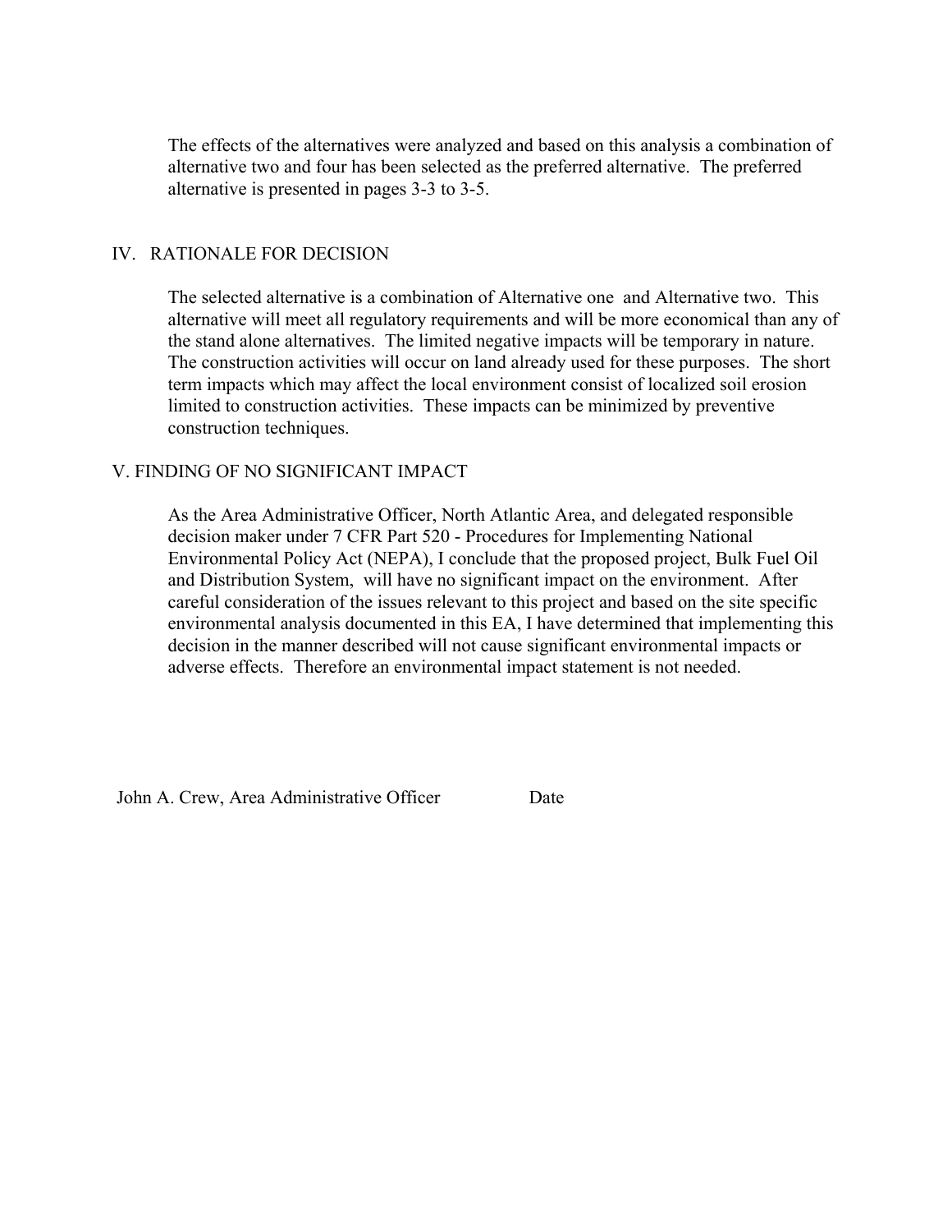The effects of the alternatives were analyzed and based on this analysis a combination of alternative two and four has been selected as the preferred alternative. The preferred alternative is presented in pages 3-3 to 3-5.

## IV. RATIONALE FOR DECISION

The selected alternative is a combination of Alternative one and Alternative two. This alternative will meet all regulatory requirements and will be more economical than any of the stand alone alternatives. The limited negative impacts will be temporary in nature. The construction activities will occur on land already used for these purposes. The short term impacts which may affect the local environment consist of localized soil erosion limited to construction activities. These impacts can be minimized by preventive construction techniques.

## V. FINDING OF NO SIGNIFICANT IMPACT

As the Area Administrative Officer, North Atlantic Area, and delegated responsible decision maker under 7 CFR Part 520 - Procedures for Implementing National Environmental Policy Act (NEPA), I conclude that the proposed project, Bulk Fuel Oil and Distribution System, will have no significant impact on the environment. After careful consideration of the issues relevant to this project and based on the site specific environmental analysis documented in this EA, I have determined that implementing this decision in the manner described will not cause significant environmental impacts or adverse effects. Therefore an environmental impact statement is not needed.

John A. Crew, Area Administrative Officer                Date